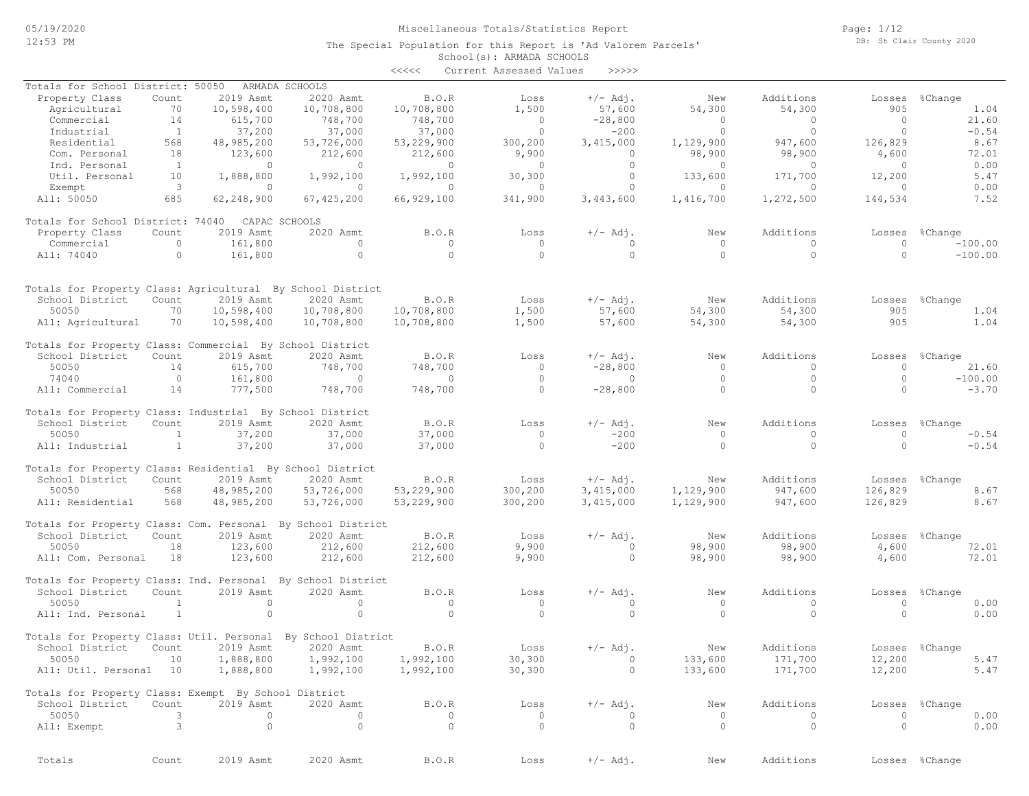# Miscellaneous Totals/Statistics Report

The Special Population for this Report is 'Ad Valorem Parcels'

School(s): ARMADA SCHOOLS

<<<<< Current Assessed Values >>>>>

## Totals for School District: 50050 ARMADA SCHOOLS

| Property Class | Count | 2019 Asmt | 2020 Asmt | B.O.R | Loss | +/- Adj. | New | Additions | Losses | %Change |
|---|---|---|---|---|---|---|---|---|---|---|
| Agricultural | 70 | 10,598,400 | 10,708,800 | 10,708,800 | 1,500 | 57,600 | 54,300 | 54,300 | 905 | 1.04 |
| Commercial | 14 | 615,700 | 748,700 | 748,700 | 0 | -28,800 | 0 | 0 | 0 | 21.60 |
| Industrial | 1 | 37,200 | 37,000 | 37,000 | 0 | -200 | 0 | 0 | 0 | -0.54 |
| Residential | 568 | 48,985,200 | 53,726,000 | 53,229,900 | 300,200 | 3,415,000 | 1,129,900 | 947,600 | 126,829 | 8.67 |
| Com. Personal | 18 | 123,600 | 212,600 | 212,600 | 9,900 | 0 | 98,900 | 98,900 | 4,600 | 72.01 |
| Ind. Personal | 1 | 0 | 0 | 0 | 0 | 0 | 0 | 0 | 0 | 0.00 |
| Util. Personal | 10 | 1,888,800 | 1,992,100 | 1,992,100 | 30,300 | 0 | 133,600 | 171,700 | 12,200 | 5.47 |
| Exempt | 3 | 0 | 0 | 0 | 0 | 0 | 0 | 0 | 0 | 0.00 |
| All: 50050 | 685 | 62,248,900 | 67,425,200 | 66,929,100 | 341,900 | 3,443,600 | 1,416,700 | 1,272,500 | 144,534 | 7.52 |

## Totals for School District: 74040 CAPAC SCHOOLS

| Property Class | Count | 2019 Asmt | 2020 Asmt | B.O.R | Loss | +/- Adj. | New | Additions | Losses | %Change |
|---|---|---|---|---|---|---|---|---|---|---|
| Commercial | 0 | 161,800 | 0 | 0 | 0 | 0 | 0 | 0 | 0 | -100.00 |
| All: 74040 | 0 | 161,800 | 0 | 0 | 0 | 0 | 0 | 0 | 0 | -100.00 |

## Totals for Property Class: Agricultural By School District

| School District | Count | 2019 Asmt | 2020 Asmt | B.O.R | Loss | +/- Adj. | New | Additions | Losses | %Change |
|---|---|---|---|---|---|---|---|---|---|---|
| 50050 | 70 | 10,598,400 | 10,708,800 | 10,708,800 | 1,500 | 57,600 | 54,300 | 54,300 | 905 | 1.04 |
| All: Agricultural | 70 | 10,598,400 | 10,708,800 | 10,708,800 | 1,500 | 57,600 | 54,300 | 54,300 | 905 | 1.04 |

## Totals for Property Class: Commercial By School District

| School District | Count | 2019 Asmt | 2020 Asmt | B.O.R | Loss | +/- Adj. | New | Additions | Losses | %Change |
|---|---|---|---|---|---|---|---|---|---|---|
| 50050 | 14 | 615,700 | 748,700 | 748,700 | 0 | -28,800 | 0 | 0 | 0 | 21.60 |
| 74040 | 0 | 161,800 | 0 | 0 | 0 | 0 | 0 | 0 | 0 | -100.00 |
| All: Commercial | 14 | 777,500 | 748,700 | 748,700 | 0 | -28,800 | 0 | 0 | 0 | -3.70 |

## Totals for Property Class: Industrial By School District

| School District | Count | 2019 Asmt | 2020 Asmt | B.O.R | Loss | +/- Adj. | New | Additions | Losses | %Change |
|---|---|---|---|---|---|---|---|---|---|---|
| 50050 | 1 | 37,200 | 37,000 | 37,000 | 0 | -200 | 0 | 0 | 0 | -0.54 |
| All: Industrial | 1 | 37,200 | 37,000 | 37,000 | 0 | -200 | 0 | 0 | 0 | -0.54 |

## Totals for Property Class: Residential By School District

| School District | Count | 2019 Asmt | 2020 Asmt | B.O.R | Loss | +/- Adj. | New | Additions | Losses | %Change |
|---|---|---|---|---|---|---|---|---|---|---|
| 50050 | 568 | 48,985,200 | 53,726,000 | 53,229,900 | 300,200 | 3,415,000 | 1,129,900 | 947,600 | 126,829 | 8.67 |
| All: Residential | 568 | 48,985,200 | 53,726,000 | 53,229,900 | 300,200 | 3,415,000 | 1,129,900 | 947,600 | 126,829 | 8.67 |

## Totals for Property Class: Com. Personal By School District

| School District | Count | 2019 Asmt | 2020 Asmt | B.O.R | Loss | +/- Adj. | New | Additions | Losses | %Change |
|---|---|---|---|---|---|---|---|---|---|---|
| 50050 | 18 | 123,600 | 212,600 | 212,600 | 9,900 | 0 | 98,900 | 98,900 | 4,600 | 72.01 |
| All: Com. Personal | 18 | 123,600 | 212,600 | 212,600 | 9,900 | 0 | 98,900 | 98,900 | 4,600 | 72.01 |

## Totals for Property Class: Ind. Personal By School District

| School District | Count | 2019 Asmt | 2020 Asmt | B.O.R | Loss | +/- Adj. | New | Additions | Losses | %Change |
|---|---|---|---|---|---|---|---|---|---|---|
| 50050 | 1 | 0 | 0 | 0 | 0 | 0 | 0 | 0 | 0 | 0.00 |
| All: Ind. Personal | 1 | 0 | 0 | 0 | 0 | 0 | 0 | 0 | 0 | 0.00 |

## Totals for Property Class: Util. Personal By School District

| School District | Count | 2019 Asmt | 2020 Asmt | B.O.R | Loss | +/- Adj. | New | Additions | Losses | %Change |
|---|---|---|---|---|---|---|---|---|---|---|
| 50050 | 10 | 1,888,800 | 1,992,100 | 1,992,100 | 30,300 | 0 | 133,600 | 171,700 | 12,200 | 5.47 |
| All: Util. Personal | 10 | 1,888,800 | 1,992,100 | 1,992,100 | 30,300 | 0 | 133,600 | 171,700 | 12,200 | 5.47 |

## Totals for Property Class: Exempt By School District

| School District | Count | 2019 Asmt | 2020 Asmt | B.O.R | Loss | +/- Adj. | New | Additions | Losses | %Change |
|---|---|---|---|---|---|---|---|---|---|---|
| 50050 | 3 | 0 | 0 | 0 | 0 | 0 | 0 | 0 | 0 | 0.00 |
| All: Exempt | 3 | 0 | 0 | 0 | 0 | 0 | 0 | 0 | 0 | 0.00 |

| Totals | Count | 2019 Asmt | 2020 Asmt | B.O.R | Loss | +/- Adj. | New | Additions | Losses | %Change |
|---|---|---|---|---|---|---|---|---|---|---|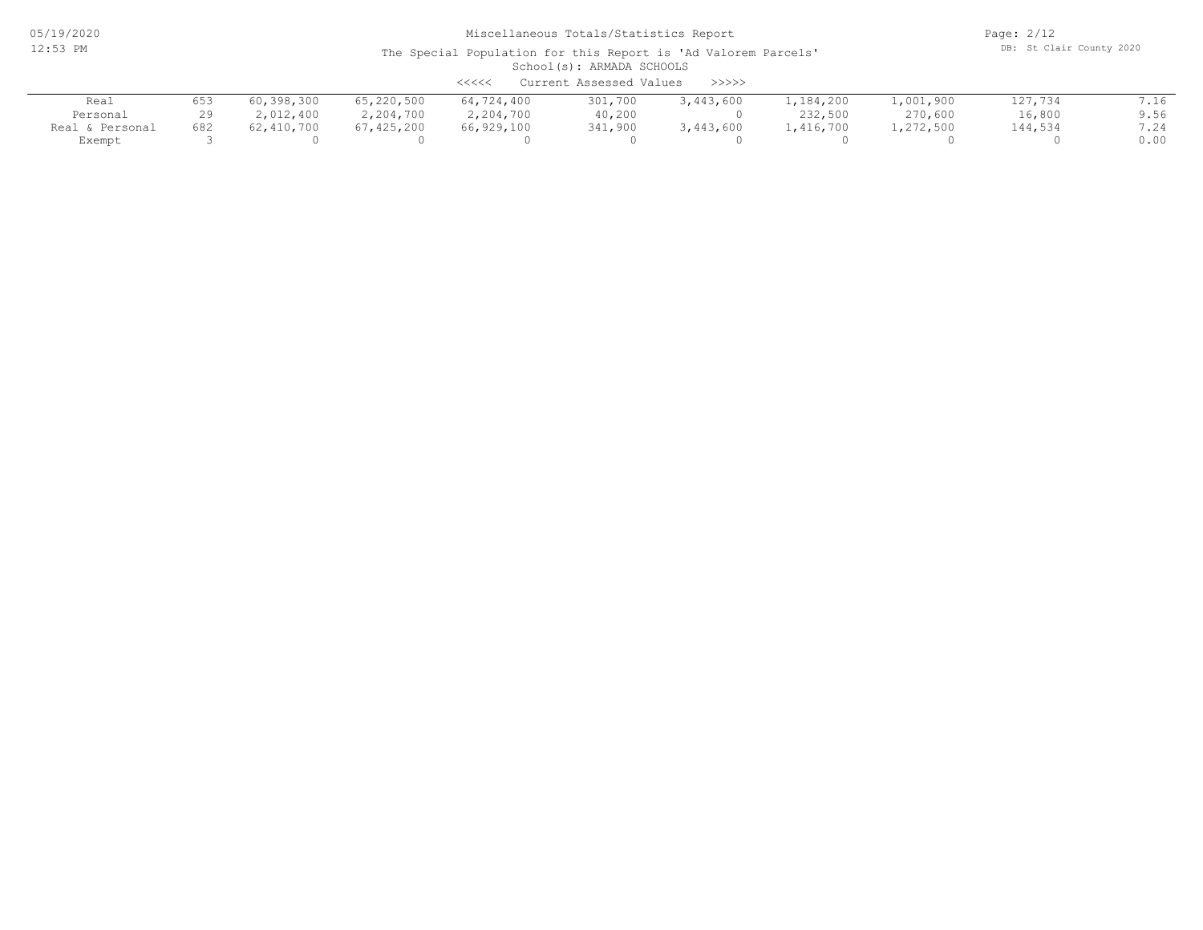Miscellaneous Totals/Statistics Report

The Special Population for this Report is 'Ad Valorem Parcels'

School(s): ARMADA SCHOOLS

<<<<< Current Assessed Values >>>>>

| | | | | | | | | | | |
|---|---|---|---|---|---|---|---|---|---|---|
| Real | 653 | 60,398,300 | 65,220,500 | 64,724,400 | 301,700 | 3,443,600 | 1,184,200 | 1,001,900 | 127,734 | 7.16 |
| Personal | 29 | 2,012,400 | 2,204,700 | 2,204,700 | 40,200 | 0 | 232,500 | 270,600 | 16,800 | 9.56 |
| Real & Personal | 682 | 62,410,700 | 67,425,200 | 66,929,100 | 341,900 | 3,443,600 | 1,416,700 | 1,272,500 | 144,534 | 7.24 |
| Exempt | 3 | 0 | 0 | 0 | 0 | 0 | 0 | 0 | 0 | 0.00 |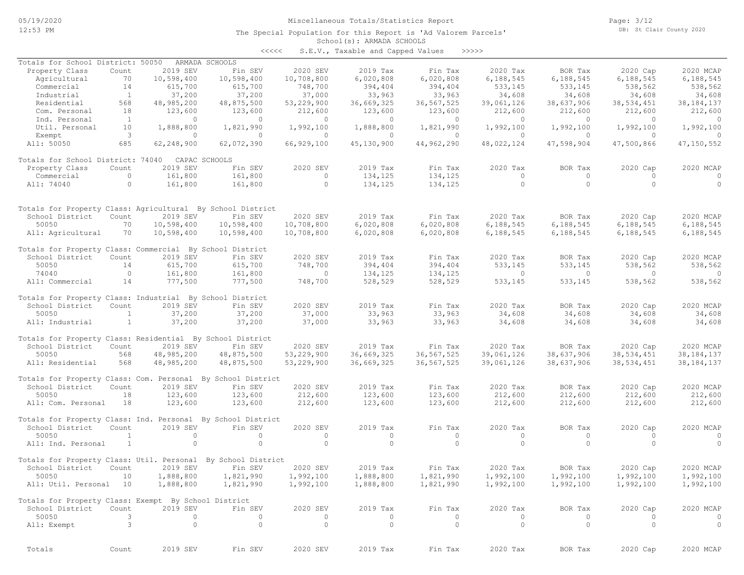Miscellaneous Totals/Statistics Report

The Special Population for this Report is 'Ad Valorem Parcels'

School(s): ARMADA SCHOOLS

<<<<< S.E.V., Taxable and Capped Values >>>>>

Totals for School District: 50050 ARMADA SCHOOLS

| Property Class | Count | 2019 SEV | Fin SEV | 2020 SEV | 2019 Tax | Fin Tax | 2020 Tax | BOR Tax | 2020 Cap | 2020 MCAP |
|---|---|---|---|---|---|---|---|---|---|---|
| Agricultural | 70 | 10,598,400 | 10,598,400 | 10,708,800 | 6,020,808 | 6,020,808 | 6,188,545 | 6,188,545 | 6,188,545 | 6,188,545 |
| Commercial | 14 | 615,700 | 615,700 | 748,700 | 394,404 | 394,404 | 533,145 | 533,145 | 538,562 | 538,562 |
| Industrial | 1 | 37,200 | 37,200 | 37,000 | 33,963 | 33,963 | 34,608 | 34,608 | 34,608 | 34,608 |
| Residential | 568 | 48,985,200 | 48,875,500 | 53,229,900 | 36,669,325 | 36,567,525 | 39,061,126 | 38,637,906 | 38,534,451 | 38,184,137 |
| Com. Personal | 18 | 123,600 | 123,600 | 212,600 | 123,600 | 123,600 | 212,600 | 212,600 | 212,600 | 212,600 |
| Ind. Personal | 1 | 0 | 0 | 0 | 0 | 0 | 0 | 0 | 0 | 0 |
| Util. Personal | 10 | 1,888,800 | 1,821,990 | 1,992,100 | 1,888,800 | 1,821,990 | 1,992,100 | 1,992,100 | 1,992,100 | 1,992,100 |
| Exempt | 3 | 0 | 0 | 0 | 0 | 0 | 0 | 0 | 0 | 0 |
| All: 50050 | 685 | 62,248,900 | 62,072,390 | 66,929,100 | 45,130,900 | 44,962,290 | 48,022,124 | 47,598,904 | 47,500,866 | 47,150,552 |

Totals for School District: 74040 CAPAC SCHOOLS

| Property Class | Count | 2019 SEV | Fin SEV | 2020 SEV | 2019 Tax | Fin Tax | 2020 Tax | BOR Tax | 2020 Cap | 2020 MCAP |
|---|---|---|---|---|---|---|---|---|---|---|
| Commercial | 0 | 161,800 | 161,800 | 0 | 134,125 | 134,125 | 0 | 0 | 0 | 0 |
| All: 74040 | 0 | 161,800 | 161,800 | 0 | 134,125 | 134,125 | 0 | 0 | 0 | 0 |

Totals for Property Class: Agricultural By School District

| School District | Count | 2019 SEV | Fin SEV | 2020 SEV | 2019 Tax | Fin Tax | 2020 Tax | BOR Tax | 2020 Cap | 2020 MCAP |
|---|---|---|---|---|---|---|---|---|---|---|
| 50050 | 70 | 10,598,400 | 10,598,400 | 10,708,800 | 6,020,808 | 6,020,808 | 6,188,545 | 6,188,545 | 6,188,545 | 6,188,545 |
| All: Agricultural | 70 | 10,598,400 | 10,598,400 | 10,708,800 | 6,020,808 | 6,020,808 | 6,188,545 | 6,188,545 | 6,188,545 | 6,188,545 |

Totals for Property Class: Commercial By School District

| School District | Count | 2019 SEV | Fin SEV | 2020 SEV | 2019 Tax | Fin Tax | 2020 Tax | BOR Tax | 2020 Cap | 2020 MCAP |
|---|---|---|---|---|---|---|---|---|---|---|
| 50050 | 14 | 615,700 | 615,700 | 748,700 | 394,404 | 394,404 | 533,145 | 533,145 | 538,562 | 538,562 |
| 74040 | 0 | 161,800 | 161,800 | 0 | 134,125 | 134,125 | 0 | 0 | 0 | 0 |
| All: Commercial | 14 | 777,500 | 777,500 | 748,700 | 528,529 | 528,529 | 533,145 | 533,145 | 538,562 | 538,562 |

Totals for Property Class: Industrial By School District

| School District | Count | 2019 SEV | Fin SEV | 2020 SEV | 2019 Tax | Fin Tax | 2020 Tax | BOR Tax | 2020 Cap | 2020 MCAP |
|---|---|---|---|---|---|---|---|---|---|---|
| 50050 | 1 | 37,200 | 37,200 | 37,000 | 33,963 | 33,963 | 34,608 | 34,608 | 34,608 | 34,608 |
| All: Industrial | 1 | 37,200 | 37,200 | 37,000 | 33,963 | 33,963 | 34,608 | 34,608 | 34,608 | 34,608 |

Totals for Property Class: Residential By School District

| School District | Count | 2019 SEV | Fin SEV | 2020 SEV | 2019 Tax | Fin Tax | 2020 Tax | BOR Tax | 2020 Cap | 2020 MCAP |
|---|---|---|---|---|---|---|---|---|---|---|
| 50050 | 568 | 48,985,200 | 48,875,500 | 53,229,900 | 36,669,325 | 36,567,525 | 39,061,126 | 38,637,906 | 38,534,451 | 38,184,137 |
| All: Residential | 568 | 48,985,200 | 48,875,500 | 53,229,900 | 36,669,325 | 36,567,525 | 39,061,126 | 38,637,906 | 38,534,451 | 38,184,137 |

Totals for Property Class: Com. Personal By School District

| School District | Count | 2019 SEV | Fin SEV | 2020 SEV | 2019 Tax | Fin Tax | 2020 Tax | BOR Tax | 2020 Cap | 2020 MCAP |
|---|---|---|---|---|---|---|---|---|---|---|
| 50050 | 18 | 123,600 | 123,600 | 212,600 | 123,600 | 123,600 | 212,600 | 212,600 | 212,600 | 212,600 |
| All: Com. Personal | 18 | 123,600 | 123,600 | 212,600 | 123,600 | 123,600 | 212,600 | 212,600 | 212,600 | 212,600 |

Totals for Property Class: Ind. Personal By School District

| School District | Count | 2019 SEV | Fin SEV | 2020 SEV | 2019 Tax | Fin Tax | 2020 Tax | BOR Tax | 2020 Cap | 2020 MCAP |
|---|---|---|---|---|---|---|---|---|---|---|
| 50050 | 1 | 0 | 0 | 0 | 0 | 0 | 0 | 0 | 0 | 0 |
| All: Ind. Personal | 1 | 0 | 0 | 0 | 0 | 0 | 0 | 0 | 0 | 0 |

Totals for Property Class: Util. Personal By School District

| School District | Count | 2019 SEV | Fin SEV | 2020 SEV | 2019 Tax | Fin Tax | 2020 Tax | BOR Tax | 2020 Cap | 2020 MCAP |
|---|---|---|---|---|---|---|---|---|---|---|
| 50050 | 10 | 1,888,800 | 1,821,990 | 1,992,100 | 1,888,800 | 1,821,990 | 1,992,100 | 1,992,100 | 1,992,100 | 1,992,100 |
| All: Util. Personal | 10 | 1,888,800 | 1,821,990 | 1,992,100 | 1,888,800 | 1,821,990 | 1,992,100 | 1,992,100 | 1,992,100 | 1,992,100 |

Totals for Property Class: Exempt By School District

| School District | Count | 2019 SEV | Fin SEV | 2020 SEV | 2019 Tax | Fin Tax | 2020 Tax | BOR Tax | 2020 Cap | 2020 MCAP |
|---|---|---|---|---|---|---|---|---|---|---|
| 50050 | 3 | 0 | 0 | 0 | 0 | 0 | 0 | 0 | 0 | 0 |
| All: Exempt | 3 | 0 | 0 | 0 | 0 | 0 | 0 | 0 | 0 | 0 |

| Totals | Count | 2019 SEV | Fin SEV | 2020 SEV | 2019 Tax | Fin Tax | 2020 Tax | BOR Tax | 2020 Cap | 2020 MCAP |
|---|---|---|---|---|---|---|---|---|---|---|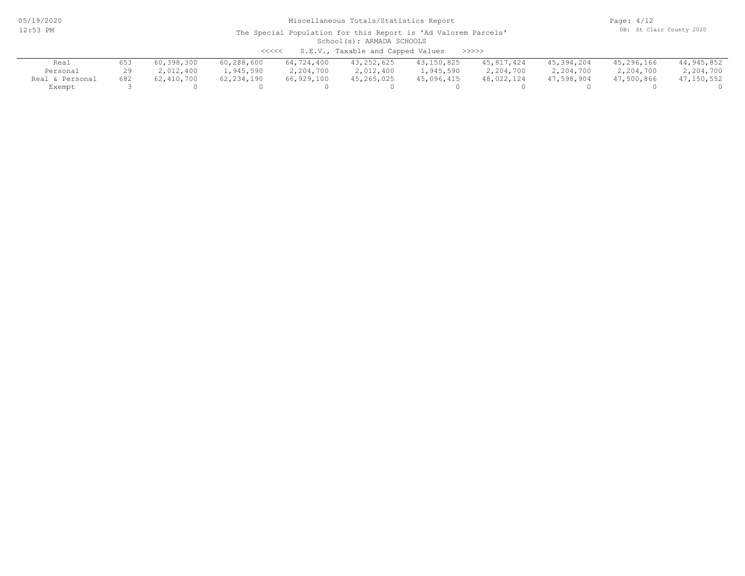# Miscellaneous Totals/Statistics Report

The Special Population for this Report is 'Ad Valorem Parcels'

School(s): ARMADA SCHOOLS

<<<<< S.E.V., Taxable and Capped Values >>>>>

| | | | | | | | | | | |
|---|---|---|---|---|---|---|---|---|---|---|
| Real | 653 | 60,398,300 | 60,288,600 | 64,724,400 | 43,252,625 | 43,150,825 | 45,817,424 | 45,394,204 | 45,296,166 | 44,945,852 |
| Personal | 29 | 2,012,400 | 1,945,590 | 2,204,700 | 2,012,400 | 1,945,590 | 2,204,700 | 2,204,700 | 2,204,700 | 2,204,700 |
| Real & Personal | 682 | 62,410,700 | 62,234,190 | 66,929,100 | 45,265,025 | 45,096,415 | 48,022,124 | 47,598,904 | 47,500,866 | 47,150,552 |
| Exempt | 3 | 0 | 0 | 0 | 0 | 0 | 0 | 0 | 0 | 0 |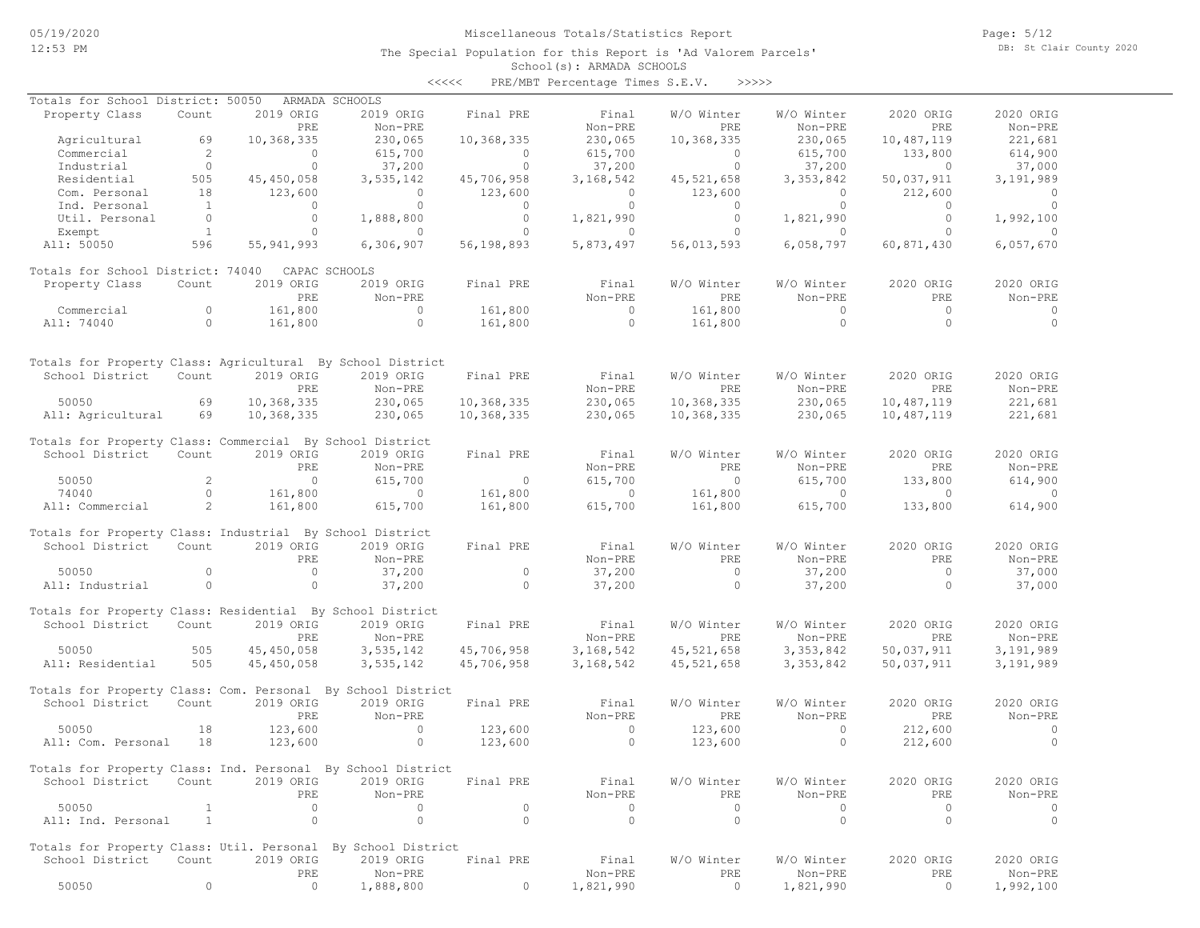Miscellaneous Totals/Statistics Report

The Special Population for this Report is 'Ad Valorem Parcels'

School(s): ARMADA SCHOOLS

<<<<< PRE/MBT Percentage Times S.E.V. >>>>>

Totals for School District: 50050 ARMADA SCHOOLS

| Property Class | Count | 2019 ORIG PRE | 2019 ORIG Non-PRE | Final PRE | Final Non-PRE | W/O Winter PRE | W/O Winter Non-PRE | 2020 ORIG PRE | 2020 ORIG Non-PRE |
|---|---|---|---|---|---|---|---|---|---|
| Agricultural | 69 | 10,368,335 | 230,065 | 10,368,335 | 230,065 | 10,368,335 | 230,065 | 10,487,119 | 221,681 |
| Commercial | 2 | 0 | 615,700 | 0 | 615,700 | 0 | 615,700 | 133,800 | 614,900 |
| Industrial | 0 | 0 | 37,200 | 0 | 37,200 | 0 | 37,200 | 0 | 37,000 |
| Residential | 505 | 45,450,058 | 3,535,142 | 45,706,958 | 3,168,542 | 45,521,658 | 3,353,842 | 50,037,911 | 3,191,989 |
| Com. Personal | 18 | 123,600 | 0 | 123,600 | 0 | 123,600 | 0 | 212,600 | 0 |
| Ind. Personal | 1 | 0 | 0 | 0 | 0 | 0 | 0 | 0 | 0 |
| Util. Personal | 0 | 0 | 1,888,800 | 0 | 1,821,990 | 0 | 1,821,990 | 0 | 1,992,100 |
| Exempt | 1 | 0 | 0 | 0 | 0 | 0 | 0 | 0 | 0 |
| All: 50050 | 596 | 55,941,993 | 6,306,907 | 56,198,893 | 5,873,497 | 56,013,593 | 6,058,797 | 60,871,430 | 6,057,670 |

Totals for School District: 74040 CAPAC SCHOOLS

| Property Class | Count | 2019 ORIG PRE | 2019 ORIG Non-PRE | Final PRE | Final Non-PRE | W/O Winter PRE | W/O Winter Non-PRE | 2020 ORIG PRE | 2020 ORIG Non-PRE |
|---|---|---|---|---|---|---|---|---|---|
| Commercial | 0 | 161,800 | 0 | 161,800 | 0 | 161,800 | 0 | 0 | 0 |
| All: 74040 | 0 | 161,800 | 0 | 161,800 | 0 | 161,800 | 0 | 0 | 0 |

Totals for Property Class: Agricultural By School District

| School District | Count | 2019 ORIG PRE | 2019 ORIG Non-PRE | Final PRE | Final Non-PRE | W/O Winter PRE | W/O Winter Non-PRE | 2020 ORIG PRE | 2020 ORIG Non-PRE |
|---|---|---|---|---|---|---|---|---|---|
| 50050 | 69 | 10,368,335 | 230,065 | 10,368,335 | 230,065 | 10,368,335 | 230,065 | 10,487,119 | 221,681 |
| All: Agricultural | 69 | 10,368,335 | 230,065 | 10,368,335 | 230,065 | 10,368,335 | 230,065 | 10,487,119 | 221,681 |

Totals for Property Class: Commercial By School District

| School District | Count | 2019 ORIG PRE | 2019 ORIG Non-PRE | Final PRE | Final Non-PRE | W/O Winter PRE | W/O Winter Non-PRE | 2020 ORIG PRE | 2020 ORIG Non-PRE |
|---|---|---|---|---|---|---|---|---|---|
| 50050 | 2 | 0 | 615,700 | 0 | 615,700 | 0 | 615,700 | 133,800 | 614,900 |
| 74040 | 0 | 161,800 | 0 | 161,800 | 0 | 161,800 | 0 | 0 | 0 |
| All: Commercial | 2 | 161,800 | 615,700 | 161,800 | 615,700 | 161,800 | 615,700 | 133,800 | 614,900 |

Totals for Property Class: Industrial By School District

| School District | Count | 2019 ORIG PRE | 2019 ORIG Non-PRE | Final PRE | Final Non-PRE | W/O Winter PRE | W/O Winter Non-PRE | 2020 ORIG PRE | 2020 ORIG Non-PRE |
|---|---|---|---|---|---|---|---|---|---|
| 50050 | 0 | 0 | 37,200 | 0 | 37,200 | 0 | 37,200 | 0 | 37,000 |
| All: Industrial | 0 | 0 | 37,200 | 0 | 37,200 | 0 | 37,200 | 0 | 37,000 |

Totals for Property Class: Residential By School District

| School District | Count | 2019 ORIG PRE | 2019 ORIG Non-PRE | Final PRE | Final Non-PRE | W/O Winter PRE | W/O Winter Non-PRE | 2020 ORIG PRE | 2020 ORIG Non-PRE |
|---|---|---|---|---|---|---|---|---|---|
| 50050 | 505 | 45,450,058 | 3,535,142 | 45,706,958 | 3,168,542 | 45,521,658 | 3,353,842 | 50,037,911 | 3,191,989 |
| All: Residential | 505 | 45,450,058 | 3,535,142 | 45,706,958 | 3,168,542 | 45,521,658 | 3,353,842 | 50,037,911 | 3,191,989 |

Totals for Property Class: Com. Personal By School District

| School District | Count | 2019 ORIG PRE | 2019 ORIG Non-PRE | Final PRE | Final Non-PRE | W/O Winter PRE | W/O Winter Non-PRE | 2020 ORIG PRE | 2020 ORIG Non-PRE |
|---|---|---|---|---|---|---|---|---|---|
| 50050 | 18 | 123,600 | 0 | 123,600 | 0 | 123,600 | 0 | 212,600 | 0 |
| All: Com. Personal | 18 | 123,600 | 0 | 123,600 | 0 | 123,600 | 0 | 212,600 | 0 |

Totals for Property Class: Ind. Personal By School District

| School District | Count | 2019 ORIG PRE | 2019 ORIG Non-PRE | Final PRE | Final Non-PRE | W/O Winter PRE | W/O Winter Non-PRE | 2020 ORIG PRE | 2020 ORIG Non-PRE |
|---|---|---|---|---|---|---|---|---|---|
| 50050 | 1 | 0 | 0 | 0 | 0 | 0 | 0 | 0 | 0 |
| All: Ind. Personal | 1 | 0 | 0 | 0 | 0 | 0 | 0 | 0 | 0 |

Totals for Property Class: Util. Personal By School District

| School District | Count | 2019 ORIG PRE | 2019 ORIG Non-PRE | Final PRE | Final Non-PRE | W/O Winter PRE | W/O Winter Non-PRE | 2020 ORIG PRE | 2020 ORIG Non-PRE |
|---|---|---|---|---|---|---|---|---|---|
| 50050 | 0 | 0 | 1,888,800 | 0 | 1,821,990 | 0 | 1,821,990 | 0 | 1,992,100 |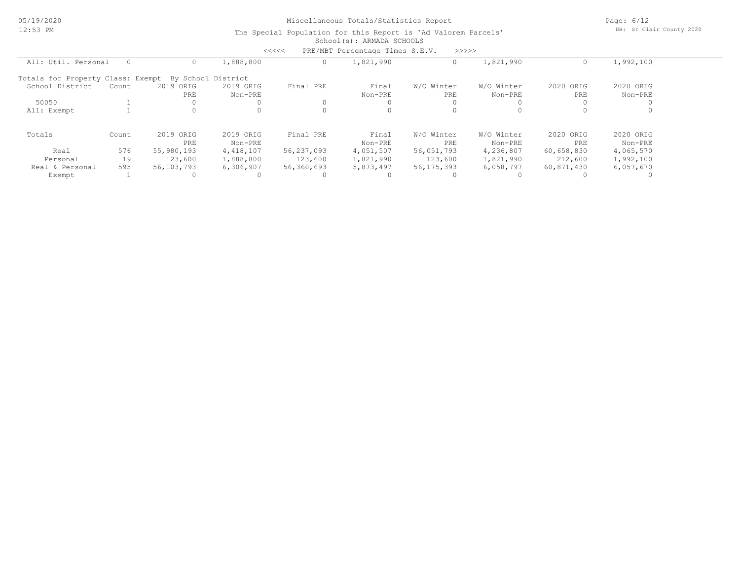Miscellaneous Totals/Statistics Report

The Special Population for this Report is 'Ad Valorem Parcels'

School(s): ARMADA SCHOOLS

<<<<< PRE/MBT Percentage Times S.E.V. >>>>>

| All: Util. Personal | 0 | 0 | 1,888,800 | 0 | 1,821,990 | 0 | 1,821,990 | 0 | 1,992,100 |
|---|---|---|---|---|---|---|---|---|---|

Totals for Property Class: Exempt By School District

| School District | Count | 2019 ORIG PRE | 2019 ORIG Non-PRE | Final PRE | Final Non-PRE | W/O Winter PRE | W/O Winter Non-PRE | 2020 ORIG PRE | 2020 ORIG Non-PRE |
|---|---|---|---|---|---|---|---|---|---|
| 50050 | 1 | 0 | 0 | 0 | 0 | 0 | 0 | 0 | 0 |
| All: Exempt | 1 | 0 | 0 | 0 | 0 | 0 | 0 | 0 | 0 |

| Totals | Count | 2019 ORIG PRE | 2019 ORIG Non-PRE | Final PRE | Final Non-PRE | W/O Winter PRE | W/O Winter Non-PRE | 2020 ORIG PRE | 2020 ORIG Non-PRE |
|---|---|---|---|---|---|---|---|---|---|
| Real | 576 | 55,980,193 | 4,418,107 | 56,237,093 | 4,051,507 | 56,051,793 | 4,236,807 | 60,658,830 | 4,065,570 |
| Personal | 19 | 123,600 | 1,888,800 | 123,600 | 1,821,990 | 123,600 | 1,821,990 | 212,600 | 1,992,100 |
| Real & Personal | 595 | 56,103,793 | 6,306,907 | 56,360,693 | 5,873,497 | 56,175,393 | 6,058,797 | 60,871,430 | 6,057,670 |
| Exempt | 1 | 0 | 0 | 0 | 0 | 0 | 0 | 0 | 0 |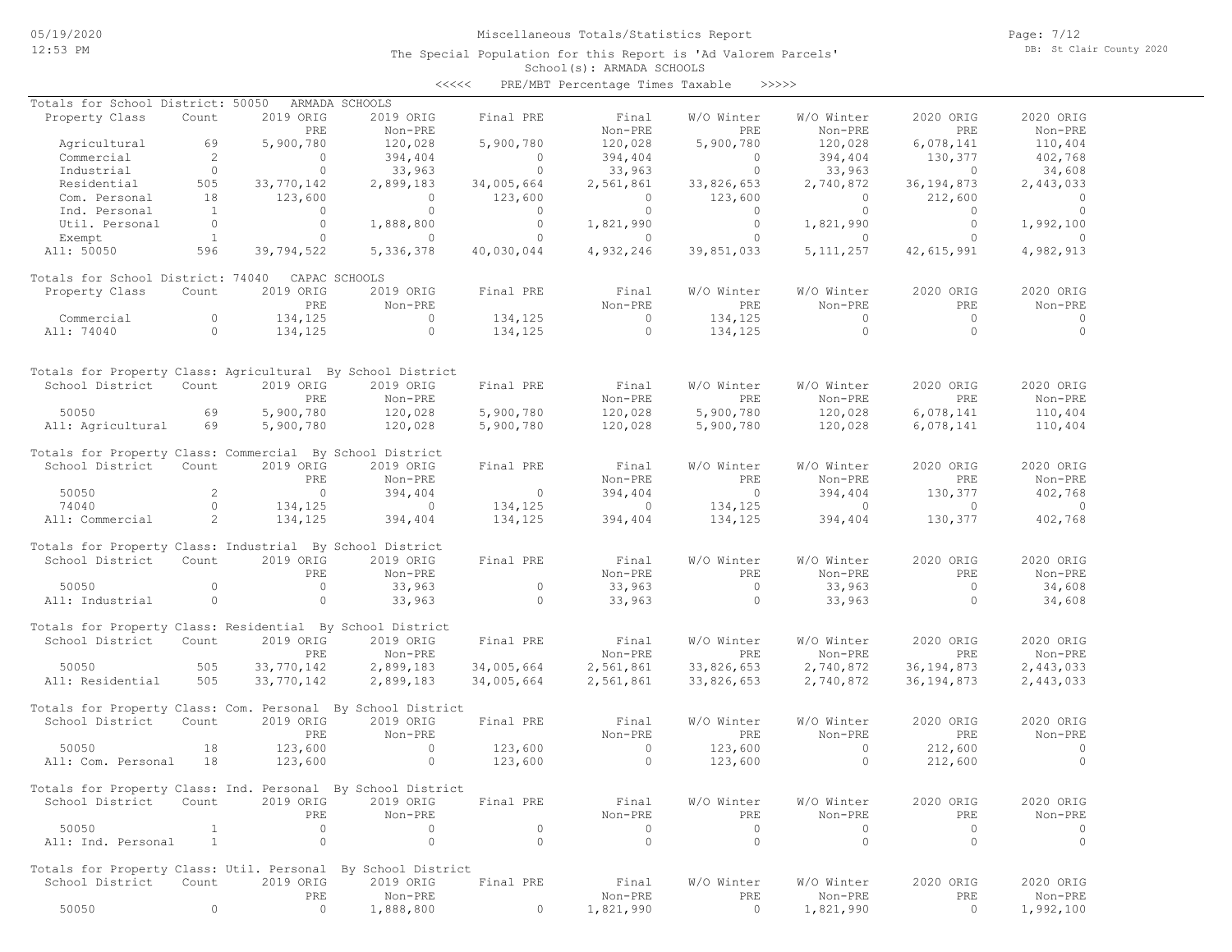Miscellaneous Totals/Statistics Report

The Special Population for this Report is 'Ad Valorem Parcels'

School(s): ARMADA SCHOOLS

<<<<< PRE/MBT Percentage Times Taxable >>>>>

### Totals for School District: 50050 ARMADA SCHOOLS

| Property Class | Count | 2019 ORIG PRE | 2019 ORIG Non-PRE | Final PRE | Final Non-PRE | W/O Winter PRE | W/O Winter Non-PRE | 2020 ORIG PRE | 2020 ORIG Non-PRE |
|---|---|---|---|---|---|---|---|---|---|
| Agricultural | 69 | 5,900,780 | 120,028 | 5,900,780 | 120,028 | 5,900,780 | 120,028 | 6,078,141 | 110,404 |
| Commercial | 2 | 0 | 394,404 | 0 | 394,404 | 0 | 394,404 | 130,377 | 402,768 |
| Industrial | 0 | 0 | 33,963 | 0 | 33,963 | 0 | 33,963 | 0 | 34,608 |
| Residential | 505 | 33,770,142 | 2,899,183 | 34,005,664 | 2,561,861 | 33,826,653 | 2,740,872 | 36,194,873 | 2,443,033 |
| Com. Personal | 18 | 123,600 | 0 | 123,600 | 0 | 123,600 | 0 | 212,600 | 0 |
| Ind. Personal | 1 | 0 | 0 | 0 | 0 | 0 | 0 | 0 | 0 |
| Util. Personal | 0 | 0 | 1,888,800 | 0 | 1,821,990 | 0 | 1,821,990 | 0 | 1,992,100 |
| Exempt | 1 | 0 | 0 | 0 | 0 | 0 | 0 | 0 | 0 |
| All: 50050 | 596 | 39,794,522 | 5,336,378 | 40,030,044 | 4,932,246 | 39,851,033 | 5,111,257 | 42,615,991 | 4,982,913 |

### Totals for School District: 74040 CAPAC SCHOOLS

| Property Class | Count | 2019 ORIG PRE | 2019 ORIG Non-PRE | Final PRE | Final Non-PRE | W/O Winter PRE | W/O Winter Non-PRE | 2020 ORIG PRE | 2020 ORIG Non-PRE |
|---|---|---|---|---|---|---|---|---|---|
| Commercial | 0 | 134,125 | 0 | 134,125 | 0 | 134,125 | 0 | 0 | 0 |
| All: 74040 | 0 | 134,125 | 0 | 134,125 | 0 | 134,125 | 0 | 0 | 0 |

### Totals for Property Class: Agricultural By School District

| School District | Count | 2019 ORIG PRE | 2019 ORIG Non-PRE | Final PRE | Final Non-PRE | W/O Winter PRE | W/O Winter Non-PRE | 2020 ORIG PRE | 2020 ORIG Non-PRE |
|---|---|---|---|---|---|---|---|---|---|
| 50050 | 69 | 5,900,780 | 120,028 | 5,900,780 | 120,028 | 5,900,780 | 120,028 | 6,078,141 | 110,404 |
| All: Agricultural | 69 | 5,900,780 | 120,028 | 5,900,780 | 120,028 | 5,900,780 | 120,028 | 6,078,141 | 110,404 |

### Totals for Property Class: Commercial By School District

| School District | Count | 2019 ORIG PRE | 2019 ORIG Non-PRE | Final PRE | Final Non-PRE | W/O Winter PRE | W/O Winter Non-PRE | 2020 ORIG PRE | 2020 ORIG Non-PRE |
|---|---|---|---|---|---|---|---|---|---|
| 50050 | 2 | 0 | 394,404 | 0 | 394,404 | 0 | 394,404 | 130,377 | 402,768 |
| 74040 | 0 | 134,125 | 0 | 134,125 | 0 | 134,125 | 0 | 0 | 0 |
| All: Commercial | 2 | 134,125 | 394,404 | 134,125 | 394,404 | 134,125 | 394,404 | 130,377 | 402,768 |

### Totals for Property Class: Industrial By School District

| School District | Count | 2019 ORIG PRE | 2019 ORIG Non-PRE | Final PRE | Final Non-PRE | W/O Winter PRE | W/O Winter Non-PRE | 2020 ORIG PRE | 2020 ORIG Non-PRE |
|---|---|---|---|---|---|---|---|---|---|
| 50050 | 0 | 0 | 33,963 | 0 | 33,963 | 0 | 33,963 | 0 | 34,608 |
| All: Industrial | 0 | 0 | 33,963 | 0 | 33,963 | 0 | 33,963 | 0 | 34,608 |

### Totals for Property Class: Residential By School District

| School District | Count | 2019 ORIG PRE | 2019 ORIG Non-PRE | Final PRE | Final Non-PRE | W/O Winter PRE | W/O Winter Non-PRE | 2020 ORIG PRE | 2020 ORIG Non-PRE |
|---|---|---|---|---|---|---|---|---|---|
| 50050 | 505 | 33,770,142 | 2,899,183 | 34,005,664 | 2,561,861 | 33,826,653 | 2,740,872 | 36,194,873 | 2,443,033 |
| All: Residential | 505 | 33,770,142 | 2,899,183 | 34,005,664 | 2,561,861 | 33,826,653 | 2,740,872 | 36,194,873 | 2,443,033 |

### Totals for Property Class: Com. Personal By School District

| School District | Count | 2019 ORIG PRE | 2019 ORIG Non-PRE | Final PRE | Final Non-PRE | W/O Winter PRE | W/O Winter Non-PRE | 2020 ORIG PRE | 2020 ORIG Non-PRE |
|---|---|---|---|---|---|---|---|---|---|
| 50050 | 18 | 123,600 | 0 | 123,600 | 0 | 123,600 | 0 | 212,600 | 0 |
| All: Com. Personal | 18 | 123,600 | 0 | 123,600 | 0 | 123,600 | 0 | 212,600 | 0 |

### Totals for Property Class: Ind. Personal By School District

| School District | Count | 2019 ORIG PRE | 2019 ORIG Non-PRE | Final PRE | Final Non-PRE | W/O Winter PRE | W/O Winter Non-PRE | 2020 ORIG PRE | 2020 ORIG Non-PRE |
|---|---|---|---|---|---|---|---|---|---|
| 50050 | 1 | 0 | 0 | 0 | 0 | 0 | 0 | 0 | 0 |
| All: Ind. Personal | 1 | 0 | 0 | 0 | 0 | 0 | 0 | 0 | 0 |

### Totals for Property Class: Util. Personal By School District

| School District | Count | 2019 ORIG PRE | 2019 ORIG Non-PRE | Final PRE | Final Non-PRE | W/O Winter PRE | W/O Winter Non-PRE | 2020 ORIG PRE | 2020 ORIG Non-PRE |
|---|---|---|---|---|---|---|---|---|---|
| 50050 | 0 | 0 | 1,888,800 | 0 | 1,821,990 | 0 | 1,821,990 | 0 | 1,992,100 |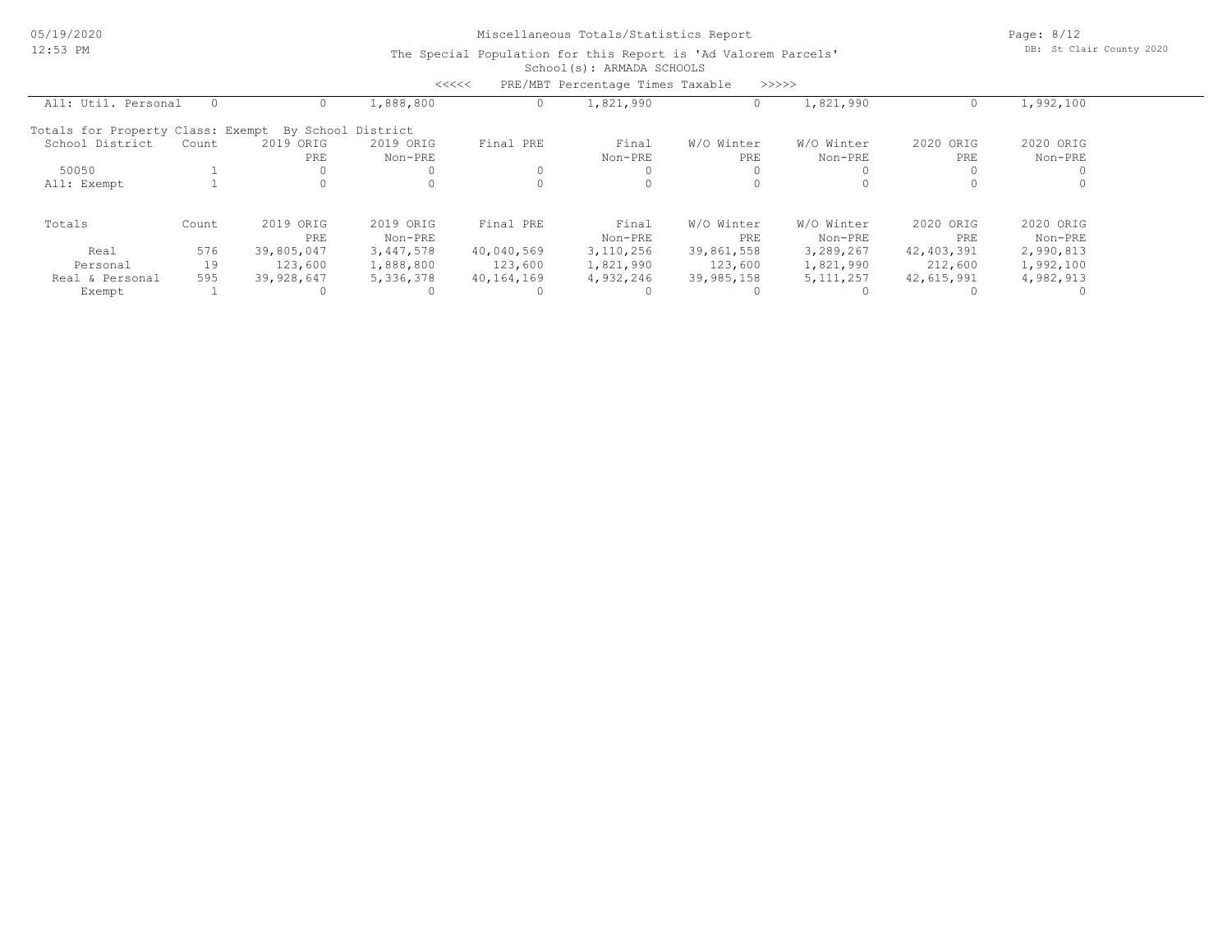Miscellaneous Totals/Statistics Report

The Special Population for this Report is 'Ad Valorem Parcels'

School(s): ARMADA SCHOOLS

<<<<< PRE/MBT Percentage Times Taxable >>>>>

| | Count | 2019 ORIG PRE | 2019 ORIG Non-PRE | Final PRE | Final Non-PRE | W/O Winter PRE | W/O Winter Non-PRE | 2020 ORIG PRE | 2020 ORIG Non-PRE |
|---|---|---|---|---|---|---|---|---|---|
| All: Util. Personal | 0 | 0 | 1,888,800 | 0 | 1,821,990 | 0 | 1,821,990 | 0 | 1,992,100 |

Totals for Property Class: Exempt By School District

| School District | Count | 2019 ORIG PRE | 2019 ORIG Non-PRE | Final PRE | Final Non-PRE | W/O Winter PRE | W/O Winter Non-PRE | 2020 ORIG PRE | 2020 ORIG Non-PRE |
|---|---|---|---|---|---|---|---|---|---|
| 50050 | 1 | 0 | 0 | 0 | 0 | 0 | 0 | 0 | 0 |
| All: Exempt | 1 | 0 | 0 | 0 | 0 | 0 | 0 | 0 | 0 |

| Totals | Count | 2019 ORIG PRE | 2019 ORIG Non-PRE | Final PRE | Final Non-PRE | W/O Winter PRE | W/O Winter Non-PRE | 2020 ORIG PRE | 2020 ORIG Non-PRE |
|---|---|---|---|---|---|---|---|---|---|
| Real | 576 | 39,805,047 | 3,447,578 | 40,040,569 | 3,110,256 | 39,861,558 | 3,289,267 | 42,403,391 | 2,990,813 |
| Personal | 19 | 123,600 | 1,888,800 | 123,600 | 1,821,990 | 123,600 | 1,821,990 | 212,600 | 1,992,100 |
| Real & Personal | 595 | 39,928,647 | 5,336,378 | 40,164,169 | 4,932,246 | 39,985,158 | 5,111,257 | 42,615,991 | 4,982,913 |
| Exempt | 1 | 0 | 0 | 0 | 0 | 0 | 0 | 0 | 0 |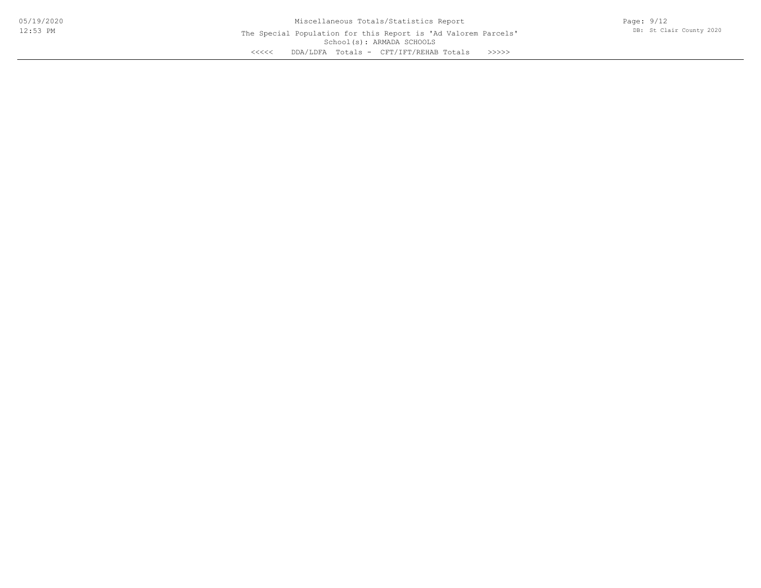Miscellaneous Totals/Statistics Report

The Special Population for this Report is 'Ad Valorem Parcels'

School(s): ARMADA SCHOOLS

<<<<< DDA/LDFA Totals - CFT/IFT/REHAB Totals >>>>>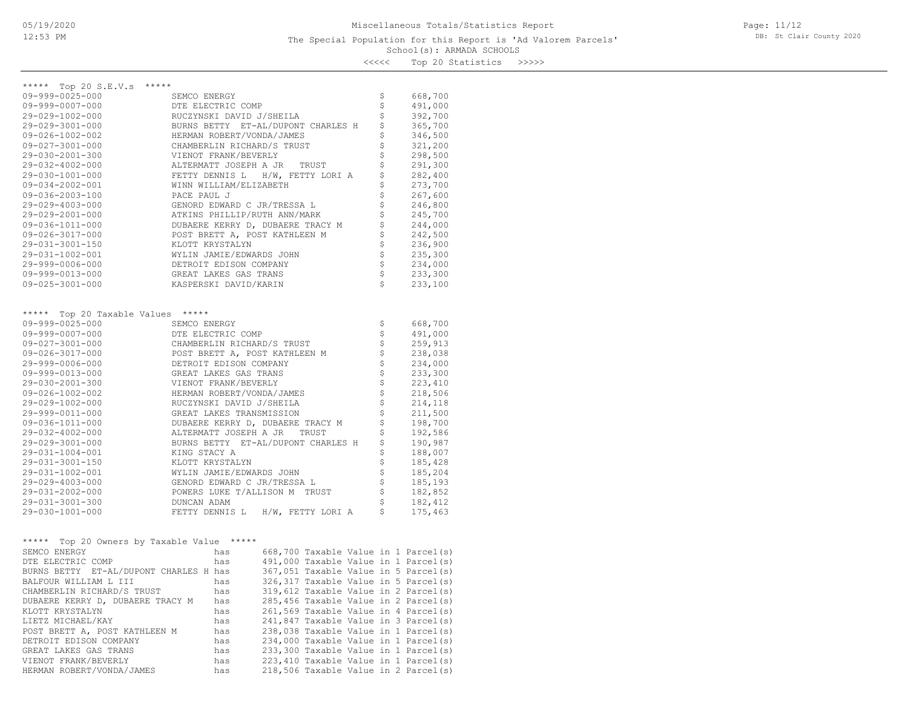Miscellaneous Totals/Statistics Report

The Special Population for this Report is 'Ad Valorem Parcels'

School(s): ARMADA SCHOOLS

<<<<< Top 20 Statistics >>>>>

## ***** Top 20 S.E.V.s *****

| Parcel | Owner | S.E.V. |
|---|---|---|
| 09-999-0025-000 | SEMCO ENERGY | $ 668,700 |
| 09-999-0007-000 | DTE ELECTRIC COMP | $ 491,000 |
| 29-029-1002-000 | RUCZYNSKI DAVID J/SHEILA | $ 392,700 |
| 29-029-3001-000 | BURNS BETTY ET-AL/DUPONT CHARLES H | $ 365,700 |
| 09-026-1002-002 | HERMAN ROBERT/VONDA/JAMES | $ 346,500 |
| 09-027-3001-000 | CHAMBERLIN RICHARD/S TRUST | $ 321,200 |
| 29-030-2001-300 | VIENOT FRANK/BEVERLY | $ 298,500 |
| 29-032-4002-000 | ALTERMATT JOSEPH A JR TRUST | $ 291,300 |
| 29-030-1001-000 | FETTY DENNIS L H/W, FETTY LORI A | $ 282,400 |
| 09-034-2002-001 | WINN WILLIAM/ELIZABETH | $ 273,700 |
| 09-036-2003-100 | PACE PAUL J | $ 267,600 |
| 29-029-4003-000 | GENORD EDWARD C JR/TRESSA L | $ 246,800 |
| 29-029-2001-000 | ATKINS PHILLIP/RUTH ANN/MARK | $ 245,700 |
| 09-036-1011-000 | DUBAERE KERRY D, DUBAERE TRACY M | $ 244,000 |
| 09-026-3017-000 | POST BRETT A, POST KATHLEEN M | $ 242,500 |
| 29-031-3001-150 | KLOTT KRYSTALYN | $ 236,900 |
| 29-031-1002-001 | WYLIN JAMIE/EDWARDS JOHN | $ 235,300 |
| 29-999-0006-000 | DETROIT EDISON COMPANY | $ 234,000 |
| 09-999-0013-000 | GREAT LAKES GAS TRANS | $ 233,300 |
| 09-025-3001-000 | KASPERSKI DAVID/KARIN | $ 233,100 |

## ***** Top 20 Taxable Values *****

| Parcel | Owner | Taxable Value |
|---|---|---|
| 09-999-0025-000 | SEMCO ENERGY | $ 668,700 |
| 09-999-0007-000 | DTE ELECTRIC COMP | $ 491,000 |
| 09-027-3001-000 | CHAMBERLIN RICHARD/S TRUST | $ 259,913 |
| 09-026-3017-000 | POST BRETT A, POST KATHLEEN M | $ 238,038 |
| 29-999-0006-000 | DETROIT EDISON COMPANY | $ 234,000 |
| 09-999-0013-000 | GREAT LAKES GAS TRANS | $ 233,300 |
| 29-030-2001-300 | VIENOT FRANK/BEVERLY | $ 223,410 |
| 09-026-1002-002 | HERMAN ROBERT/VONDA/JAMES | $ 218,506 |
| 29-029-1002-000 | RUCZYNSKI DAVID J/SHEILA | $ 214,118 |
| 29-999-0011-000 | GREAT LAKES TRANSMISSION | $ 211,500 |
| 09-036-1011-000 | DUBAERE KERRY D, DUBAERE TRACY M | $ 198,700 |
| 29-032-4002-000 | ALTERMATT JOSEPH A JR TRUST | $ 192,586 |
| 29-029-3001-000 | BURNS BETTY ET-AL/DUPONT CHARLES H | $ 190,987 |
| 29-031-1004-001 | KING STACY A | $ 188,007 |
| 29-031-3001-150 | KLOTT KRYSTALYN | $ 185,428 |
| 29-031-1002-001 | WYLIN JAMIE/EDWARDS JOHN | $ 185,204 |
| 29-029-4003-000 | GENORD EDWARD C JR/TRESSA L | $ 185,193 |
| 29-031-2002-000 | POWERS LUKE T/ALLISON M TRUST | $ 182,852 |
| 29-031-3001-300 | DUNCAN ADAM | $ 182,412 |
| 29-030-1001-000 | FETTY DENNIS L H/W, FETTY LORI A | $ 175,463 |

## ***** Top 20 Owners by Taxable Value *****

| Owner | | Taxable Value | Parcel(s) |
|---|---|---|---|
| SEMCO ENERGY | has | 668,700 Taxable Value | in 1 Parcel(s) |
| DTE ELECTRIC COMP | has | 491,000 Taxable Value | in 1 Parcel(s) |
| BURNS BETTY ET-AL/DUPONT CHARLES H | has | 367,051 Taxable Value | in 5 Parcel(s) |
| BALFOUR WILLIAM L III | has | 326,317 Taxable Value | in 5 Parcel(s) |
| CHAMBERLIN RICHARD/S TRUST | has | 319,612 Taxable Value | in 2 Parcel(s) |
| DUBAERE KERRY D, DUBAERE TRACY M | has | 285,456 Taxable Value | in 2 Parcel(s) |
| KLOTT KRYSTALYN | has | 261,569 Taxable Value | in 4 Parcel(s) |
| LIETZ MICHAEL/KAY | has | 241,847 Taxable Value | in 3 Parcel(s) |
| POST BRETT A, POST KATHLEEN M | has | 238,038 Taxable Value | in 1 Parcel(s) |
| DETROIT EDISON COMPANY | has | 234,000 Taxable Value | in 1 Parcel(s) |
| GREAT LAKES GAS TRANS | has | 233,300 Taxable Value | in 1 Parcel(s) |
| VIENOT FRANK/BEVERLY | has | 223,410 Taxable Value | in 1 Parcel(s) |
| HERMAN ROBERT/VONDA/JAMES | has | 218,506 Taxable Value | in 2 Parcel(s) |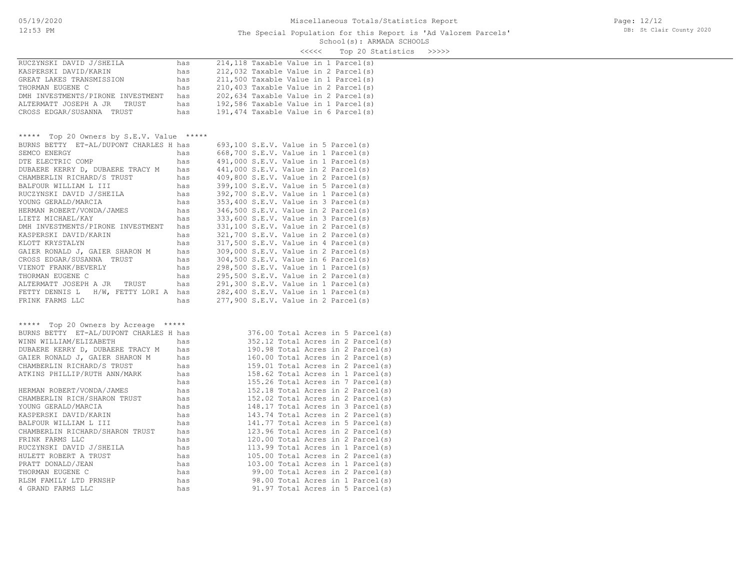The Special Population for this Report is 'Ad Valorem Parcels'

School(s): ARMADA SCHOOLS

<<<<< Top 20 Statistics >>>>>

| | | |
|---|---|---|
| RUCZYNSKI DAVID J/SHEILA | has | 214,118 Taxable Value in 1 Parcel(s) |
| KASPERSKI DAVID/KARIN | has | 212,032 Taxable Value in 2 Parcel(s) |
| GREAT LAKES TRANSMISSION | has | 211,500 Taxable Value in 1 Parcel(s) |
| THORMAN EUGENE C | has | 210,403 Taxable Value in 2 Parcel(s) |
| DMH INVESTMENTS/PIRONE INVESTMENT | has | 202,634 Taxable Value in 2 Parcel(s) |
| ALTERMATT JOSEPH A JR TRUST | has | 192,586 Taxable Value in 1 Parcel(s) |
| CROSS EDGAR/SUSANNA TRUST | has | 191,474 Taxable Value in 6 Parcel(s) |

***** Top 20 Owners by S.E.V. Value *****

| | | |
|---|---|---|
| BURNS BETTY ET-AL/DUPONT CHARLES H | has | 693,100 S.E.V. Value in 5 Parcel(s) |
| SEMCO ENERGY | has | 668,700 S.E.V. Value in 1 Parcel(s) |
| DTE ELECTRIC COMP | has | 491,000 S.E.V. Value in 1 Parcel(s) |
| DUBAERE KERRY D, DUBAERE TRACY M | has | 441,000 S.E.V. Value in 2 Parcel(s) |
| CHAMBERLIN RICHARD/S TRUST | has | 409,800 S.E.V. Value in 2 Parcel(s) |
| BALFOUR WILLIAM L III | has | 399,100 S.E.V. Value in 5 Parcel(s) |
| RUCZYNSKI DAVID J/SHEILA | has | 392,700 S.E.V. Value in 1 Parcel(s) |
| YOUNG GERALD/MARCIA | has | 353,400 S.E.V. Value in 3 Parcel(s) |
| HERMAN ROBERT/VONDA/JAMES | has | 346,500 S.E.V. Value in 2 Parcel(s) |
| LIETZ MICHAEL/KAY | has | 333,600 S.E.V. Value in 3 Parcel(s) |
| DMH INVESTMENTS/PIRONE INVESTMENT | has | 331,100 S.E.V. Value in 2 Parcel(s) |
| KASPERSKI DAVID/KARIN | has | 321,700 S.E.V. Value in 2 Parcel(s) |
| KLOTT KRYSTALYN | has | 317,500 S.E.V. Value in 4 Parcel(s) |
| GAIER RONALD J, GAIER SHARON M | has | 309,000 S.E.V. Value in 2 Parcel(s) |
| CROSS EDGAR/SUSANNA TRUST | has | 304,500 S.E.V. Value in 6 Parcel(s) |
| VIENOT FRANK/BEVERLY | has | 298,500 S.E.V. Value in 1 Parcel(s) |
| THORMAN EUGENE C | has | 295,500 S.E.V. Value in 2 Parcel(s) |
| ALTERMATT JOSEPH A JR TRUST | has | 291,300 S.E.V. Value in 1 Parcel(s) |
| FETTY DENNIS L H/W, FETTY LORI A | has | 282,400 S.E.V. Value in 1 Parcel(s) |
| FRINK FARMS LLC | has | 277,900 S.E.V. Value in 2 Parcel(s) |

***** Top 20 Owners by Acreage *****

| | | |
|---|---|---|
| BURNS BETTY ET-AL/DUPONT CHARLES H | has | 376.00 Total Acres in 5 Parcel(s) |
| WINN WILLIAM/ELIZABETH | has | 352.12 Total Acres in 2 Parcel(s) |
| DUBAERE KERRY D, DUBAERE TRACY M | has | 190.98 Total Acres in 2 Parcel(s) |
| GAIER RONALD J, GAIER SHARON M | has | 160.00 Total Acres in 2 Parcel(s) |
| CHAMBERLIN RICHARD/S TRUST | has | 159.01 Total Acres in 2 Parcel(s) |
| ATKINS PHILLIP/RUTH ANN/MARK | has | 158.62 Total Acres in 1 Parcel(s) |
| | has | 155.26 Total Acres in 7 Parcel(s) |
| HERMAN ROBERT/VONDA/JAMES | has | 152.18 Total Acres in 2 Parcel(s) |
| CHAMBERLIN RICH/SHARON TRUST | has | 152.02 Total Acres in 2 Parcel(s) |
| YOUNG GERALD/MARCIA | has | 148.17 Total Acres in 3 Parcel(s) |
| KASPERSKI DAVID/KARIN | has | 143.74 Total Acres in 2 Parcel(s) |
| BALFOUR WILLIAM L III | has | 141.77 Total Acres in 5 Parcel(s) |
| CHAMBERLIN RICHARD/SHARON TRUST | has | 123.96 Total Acres in 2 Parcel(s) |
| FRINK FARMS LLC | has | 120.00 Total Acres in 2 Parcel(s) |
| RUCZYNSKI DAVID J/SHEILA | has | 113.99 Total Acres in 1 Parcel(s) |
| HULETT ROBERT A TRUST | has | 105.00 Total Acres in 2 Parcel(s) |
| PRATT DONALD/JEAN | has | 103.00 Total Acres in 1 Parcel(s) |
| THORMAN EUGENE C | has | 99.00 Total Acres in 2 Parcel(s) |
| RLSM FAMILY LTD PRNSHP | has | 98.00 Total Acres in 1 Parcel(s) |
| 4 GRAND FARMS LLC | has | 91.97 Total Acres in 5 Parcel(s) |